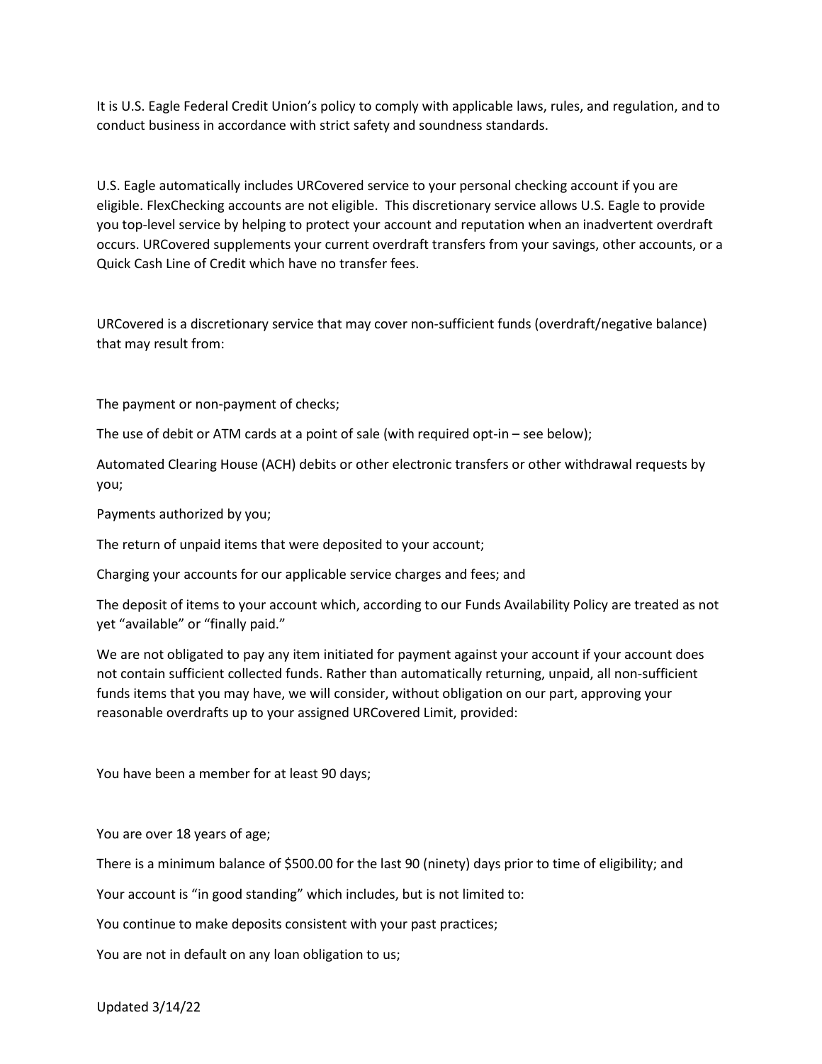It is U.S. Eagle Federal Credit Union's policy to comply with applicable laws, rules, and regulation, and to conduct business in accordance with strict safety and soundness standards.

U.S. Eagle automatically includes URCovered service to your personal checking account if you are eligible. FlexChecking accounts are not eligible. This discretionary service allows U.S. Eagle to provide you top-level service by helping to protect your account and reputation when an inadvertent overdraft occurs. URCovered supplements your current overdraft transfers from your savings, other accounts, or a Quick Cash Line of Credit which have no transfer fees.

URCovered is a discretionary service that may cover non-sufficient funds (overdraft/negative balance) that may result from:

The payment or non-payment of checks;

The use of debit or ATM cards at a point of sale (with required opt-in – see below);

Automated Clearing House (ACH) debits or other electronic transfers or other withdrawal requests by you;

Payments authorized by you;

The return of unpaid items that were deposited to your account;

Charging your accounts for our applicable service charges and fees; and

The deposit of items to your account which, according to our Funds Availability Policy are treated as not yet "available" or "finally paid."

We are not obligated to pay any item initiated for payment against your account if your account does not contain sufficient collected funds. Rather than automatically returning, unpaid, all non-sufficient funds items that you may have, we will consider, without obligation on our part, approving your reasonable overdrafts up to your assigned URCovered Limit, provided:

You have been a member for at least 90 days;

You are over 18 years of age;

There is a minimum balance of $500.00 for the last 90 (ninety) days prior to time of eligibility; and

Your account is "in good standing" which includes, but is not limited to:

You continue to make deposits consistent with your past practices;

You are not in default on any loan obligation to us;

Updated 3/14/22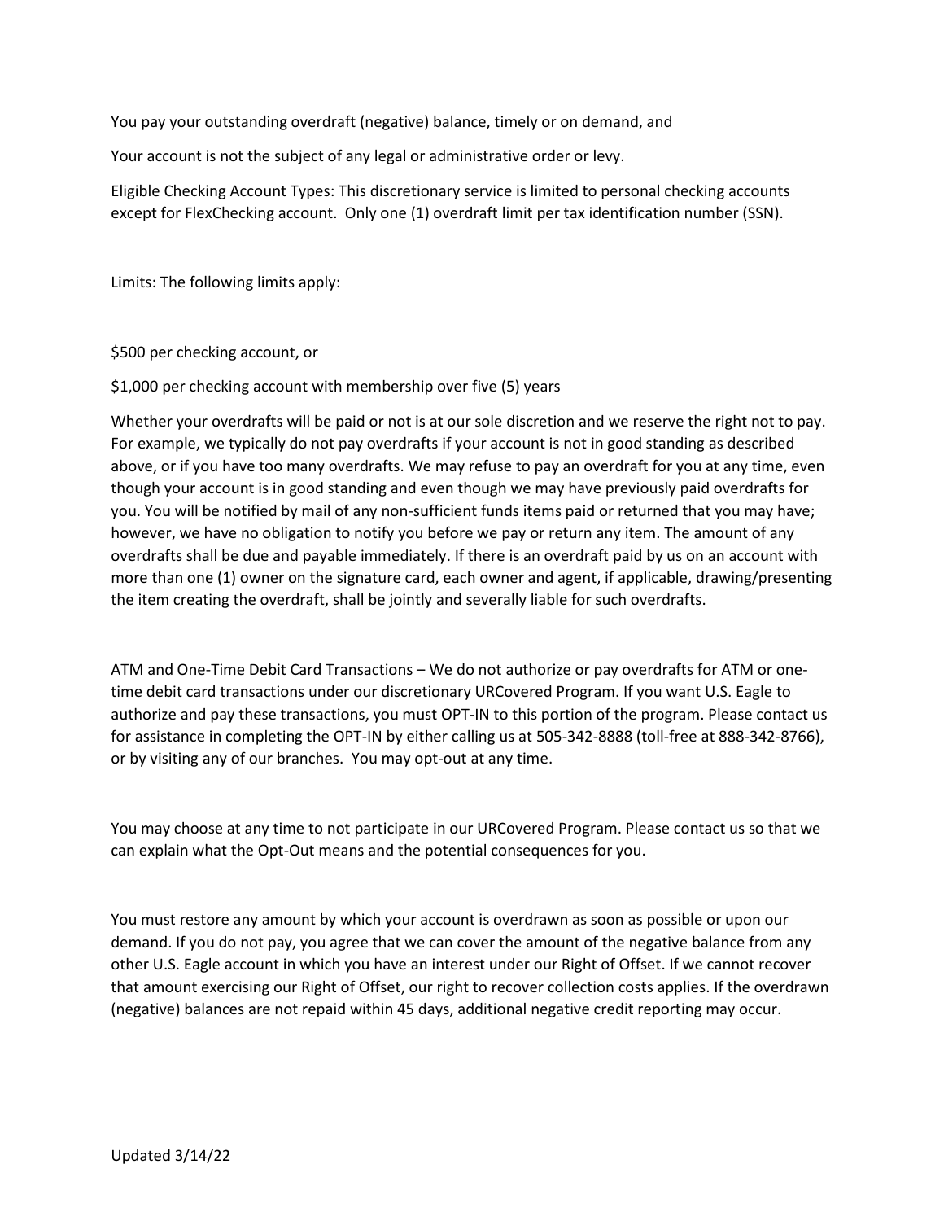You pay your outstanding overdraft (negative) balance, timely or on demand, and

Your account is not the subject of any legal or administrative order or levy.

Eligible Checking Account Types: This discretionary service is limited to personal checking accounts except for FlexChecking account. Only one (1) overdraft limit per tax identification number (SSN).

Limits: The following limits apply:

$500 per checking account, or

$1,000 per checking account with membership over five (5) years

Whether your overdrafts will be paid or not is at our sole discretion and we reserve the right not to pay. For example, we typically do not pay overdrafts if your account is not in good standing as described above, or if you have too many overdrafts. We may refuse to pay an overdraft for you at any time, even though your account is in good standing and even though we may have previously paid overdrafts for you. You will be notified by mail of any non-sufficient funds items paid or returned that you may have; however, we have no obligation to notify you before we pay or return any item. The amount of any overdrafts shall be due and payable immediately. If there is an overdraft paid by us on an account with more than one (1) owner on the signature card, each owner and agent, if applicable, drawing/presenting the item creating the overdraft, shall be jointly and severally liable for such overdrafts.

ATM and One-Time Debit Card Transactions – We do not authorize or pay overdrafts for ATM or one-time debit card transactions under our discretionary URCovered Program. If you want U.S. Eagle to authorize and pay these transactions, you must OPT-IN to this portion of the program. Please contact us for assistance in completing the OPT-IN by either calling us at 505-342-8888 (toll-free at 888-342-8766), or by visiting any of our branches. You may opt-out at any time.

You may choose at any time to not participate in our URCovered Program. Please contact us so that we can explain what the Opt-Out means and the potential consequences for you.

You must restore any amount by which your account is overdrawn as soon as possible or upon our demand. If you do not pay, you agree that we can cover the amount of the negative balance from any other U.S. Eagle account in which you have an interest under our Right of Offset. If we cannot recover that amount exercising our Right of Offset, our right to recover collection costs applies. If the overdrawn (negative) balances are not repaid within 45 days, additional negative credit reporting may occur.

Updated 3/14/22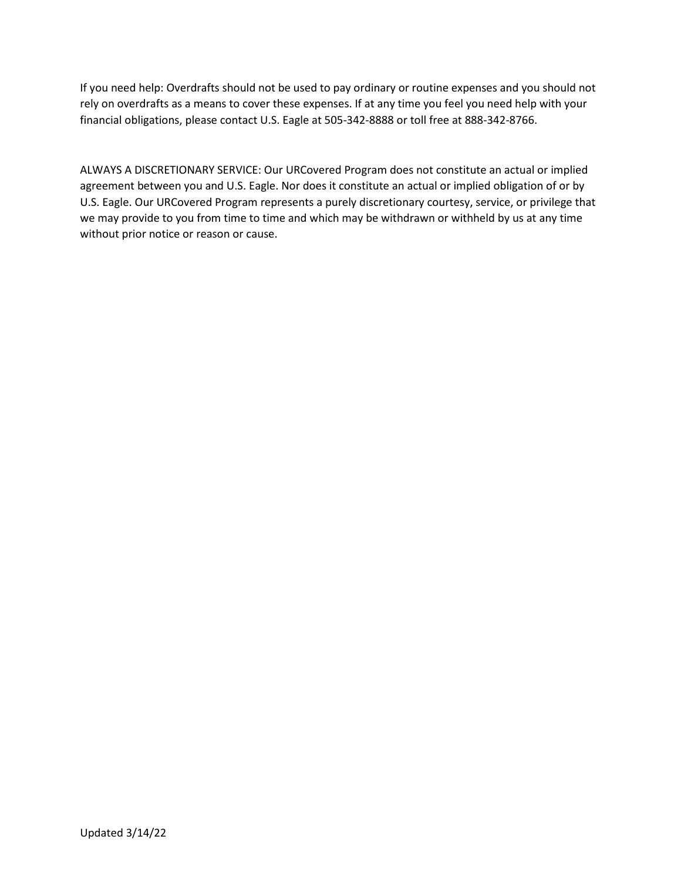If you need help: Overdrafts should not be used to pay ordinary or routine expenses and you should not rely on overdrafts as a means to cover these expenses. If at any time you feel you need help with your financial obligations, please contact U.S. Eagle at 505-342-8888 or toll free at 888-342-8766.

ALWAYS A DISCRETIONARY SERVICE: Our URCovered Program does not constitute an actual or implied agreement between you and U.S. Eagle. Nor does it constitute an actual or implied obligation of or by U.S. Eagle. Our URCovered Program represents a purely discretionary courtesy, service, or privilege that we may provide to you from time to time and which may be withdrawn or withheld by us at any time without prior notice or reason or cause.

Updated 3/14/22